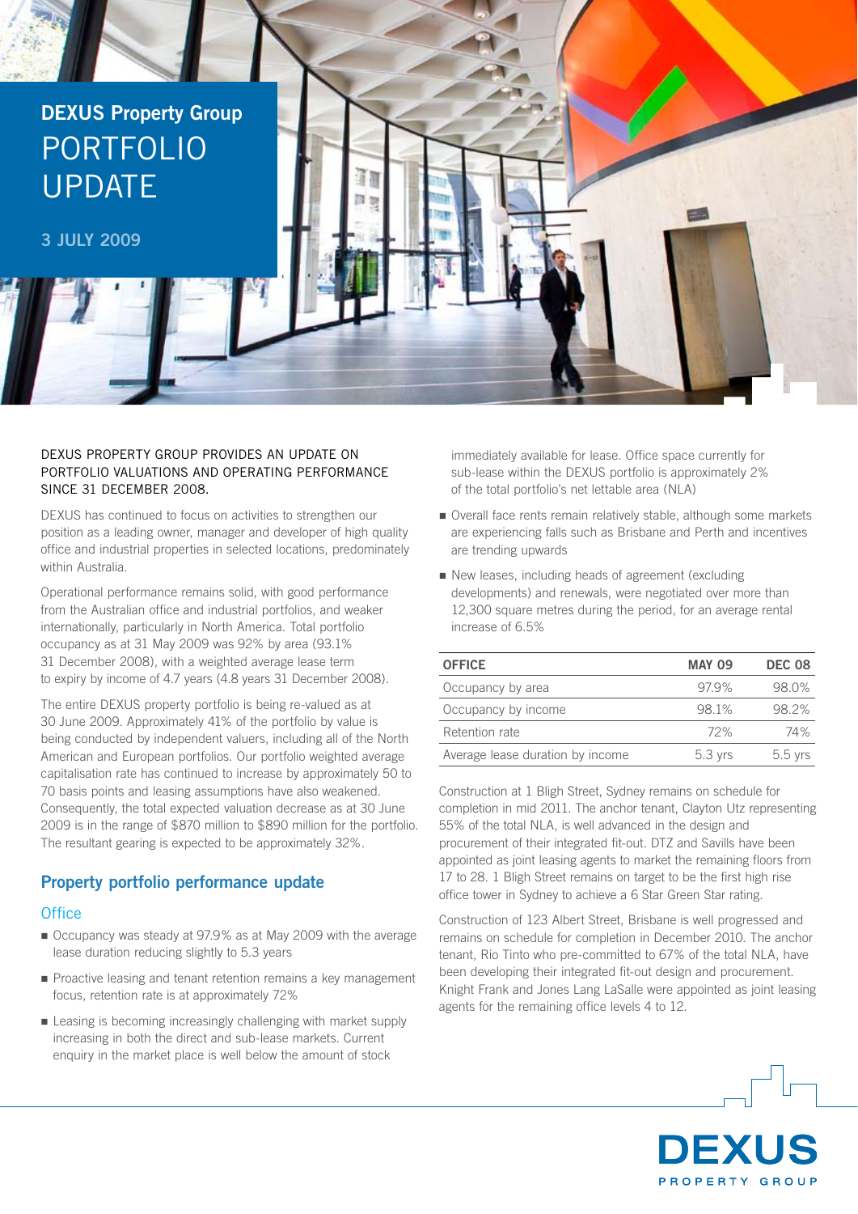# DEXUS Property Group PORTFOLIO UPDATE

3 JULY 2009

DEXUS PROPERTY GROUP PROVIDES AN UPDATE ON PORTFOLIO VALUATIONS AND OPERATING PERFORMANCE SINCE 31 DECEMBER 2008.

DEXUS has continued to focus on activities to strengthen our position as a leading owner, manager and developer of high quality office and industrial properties in selected locations, predominately within Australia.

Operational performance remains solid, with good performance from the Australian office and industrial portfolios, and weaker internationally, particularly in North America. Total portfolio occupancy as at 31 May 2009 was 92% by area (93.1% 31 December 2008), with a weighted average lease term to expiry by income of 4.7 years (4.8 years 31 December 2008).

The entire DEXUS property portfolio is being re-valued as at 30 June 2009. Approximately 41% of the portfolio by value is being conducted by independent valuers, including all of the North American and European portfolios. Our portfolio weighted average capitalisation rate has continued to increase by approximately 50 to 70 basis points and leasing assumptions have also weakened. Consequently, the total expected valuation decrease as at 30 June 2009 is in the range of $870 million to $890 million for the portfolio. The resultant gearing is expected to be approximately 32%.

## Property portfolio performance update

### Office

- Occupancy was steady at 97.9% as at May 2009 with the average lease duration reducing slightly to 5.3 years
- Proactive leasing and tenant retention remains a key management focus, retention rate is at approximately 72%
- Leasing is becoming increasingly challenging with market supply increasing in both the direct and sub-lease markets. Current enquiry in the market place is well below the amount of stock immediately available for lease. Office space currently for sub-lease within the DEXUS portfolio is approximately 2% of the total portfolio's net lettable area (NLA)
- Overall face rents remain relatively stable, although some markets are experiencing falls such as Brisbane and Perth and incentives are trending upwards
- New leases, including heads of agreement (excluding developments) and renewals, were negotiated over more than 12,300 square metres during the period, for an average rental increase of 6.5%

| OFFICE | MAY 09 | DEC 08 |
|---|---|---|
| Occupancy by area | 97.9% | 98.0% |
| Occupancy by income | 98.1% | 98.2% |
| Retention rate | 72% | 74% |
| Average lease duration by income | 5.3 yrs | 5.5 yrs |

Construction at 1 Bligh Street, Sydney remains on schedule for completion in mid 2011. The anchor tenant, Clayton Utz representing 55% of the total NLA, is well advanced in the design and procurement of their integrated fit-out. DTZ and Savills have been appointed as joint leasing agents to market the remaining floors from 17 to 28. 1 Bligh Street remains on target to be the first high rise office tower in Sydney to achieve a 6 Star Green Star rating.

Construction of 123 Albert Street, Brisbane is well progressed and remains on schedule for completion in December 2010. The anchor tenant, Rio Tinto who pre-committed to 67% of the total NLA, have been developing their integrated fit-out design and procurement. Knight Frank and Jones Lang LaSalle were appointed as joint leasing agents for the remaining office levels 4 to 12.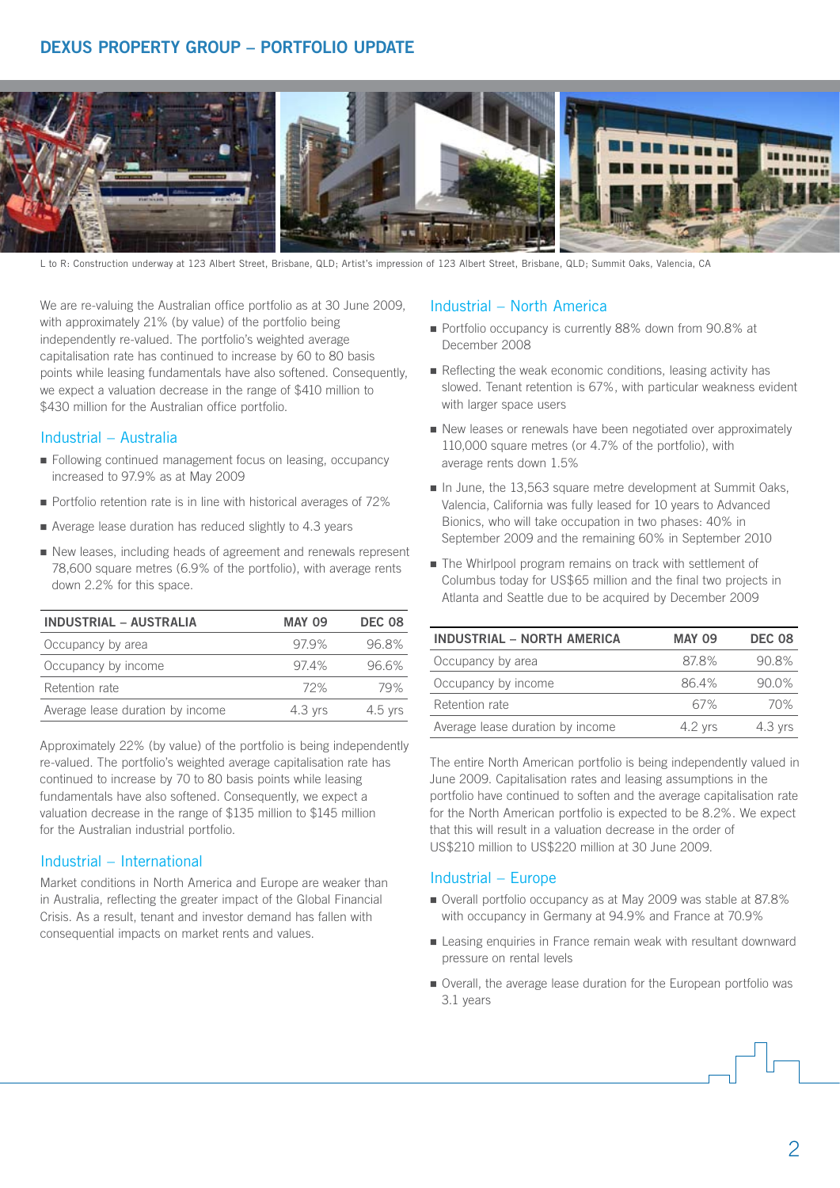## DEXUS PROPERTY GROUP – PORTFOLIO UPDATE

L to R: Construction underway at 123 Albert Street, Brisbane, QLD; Artist's impression of 123 Albert Street, Brisbane, QLD; Summit Oaks, Valencia, CA

We are re-valuing the Australian office portfolio as at 30 June 2009, with approximately 21% (by value) of the portfolio being independently re-valued. The portfolio's weighted average capitalisation rate has continued to increase by 60 to 80 basis points while leasing fundamentals have also softened. Consequently, we expect a valuation decrease in the range of $410 million to $430 million for the Australian office portfolio.

### Industrial – Australia

- Following continued management focus on leasing, occupancy increased to 97.9% as at May 2009
- Portfolio retention rate is in line with historical averages of 72%
- Average lease duration has reduced slightly to 4.3 years
- New leases, including heads of agreement and renewals represent 78,600 square metres (6.9% of the portfolio), with average rents down 2.2% for this space.

| INDUSTRIAL – AUSTRALIA | MAY 09 | DEC 08 |
|---|---|---|
| Occupancy by area | 97.9% | 96.8% |
| Occupancy by income | 97.4% | 96.6% |
| Retention rate | 72% | 79% |
| Average lease duration by income | 4.3 yrs | 4.5 yrs |

Approximately 22% (by value) of the portfolio is being independently re-valued. The portfolio's weighted average capitalisation rate has continued to increase by 70 to 80 basis points while leasing fundamentals have also softened. Consequently, we expect a valuation decrease in the range of $135 million to $145 million for the Australian industrial portfolio.

### Industrial – International

Market conditions in North America and Europe are weaker than in Australia, reflecting the greater impact of the Global Financial Crisis. As a result, tenant and investor demand has fallen with consequential impacts on market rents and values.

### Industrial – North America

- Portfolio occupancy is currently 88% down from 90.8% at December 2008
- Reflecting the weak economic conditions, leasing activity has slowed. Tenant retention is 67%, with particular weakness evident with larger space users
- New leases or renewals have been negotiated over approximately 110,000 square metres (or 4.7% of the portfolio), with average rents down 1.5%
- In June, the 13,563 square metre development at Summit Oaks, Valencia, California was fully leased for 10 years to Advanced Bionics, who will take occupation in two phases: 40% in September 2009 and the remaining 60% in September 2010
- The Whirlpool program remains on track with settlement of Columbus today for US$65 million and the final two projects in Atlanta and Seattle due to be acquired by December 2009

| INDUSTRIAL – NORTH AMERICA | MAY 09 | DEC 08 |
|---|---|---|
| Occupancy by area | 87.8% | 90.8% |
| Occupancy by income | 86.4% | 90.0% |
| Retention rate | 67% | 70% |
| Average lease duration by income | 4.2 yrs | 4.3 yrs |

The entire North American portfolio is being independently valued in June 2009. Capitalisation rates and leasing assumptions in the portfolio have continued to soften and the average capitalisation rate for the North American portfolio is expected to be 8.2%. We expect that this will result in a valuation decrease in the order of US$210 million to US$220 million at 30 June 2009.

### Industrial – Europe

- Overall portfolio occupancy as at May 2009 was stable at 87.8% with occupancy in Germany at 94.9% and France at 70.9%
- Leasing enquiries in France remain weak with resultant downward pressure on rental levels
- Overall, the average lease duration for the European portfolio was 3.1 years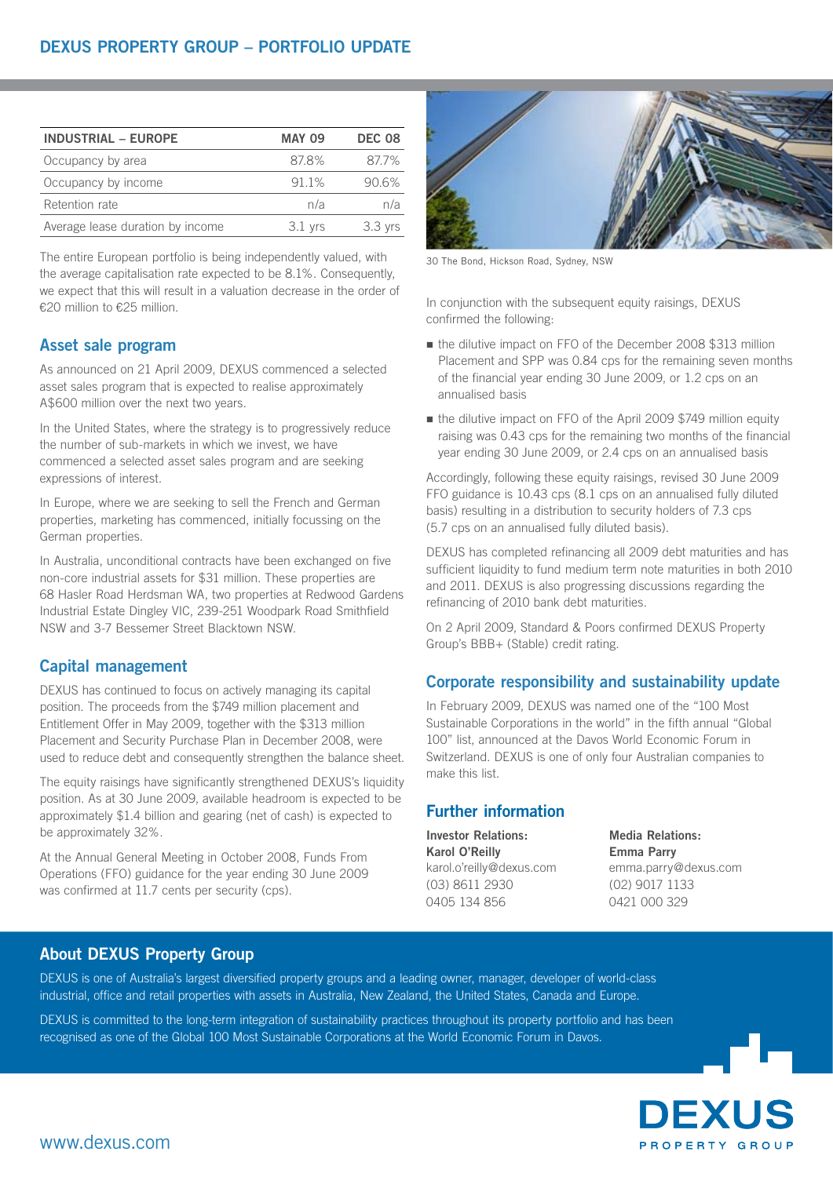| INDUSTRIAL – EUROPE | MAY 09 | DEC 08 |
|---|---|---|
| Occupancy by area | 87.8% | 87.7% |
| Occupancy by income | 91.1% | 90.6% |
| Retention rate | n/a | n/a |
| Average lease duration by income | 3.1 yrs | 3.3 yrs |

The entire European portfolio is being independently valued, with the average capitalisation rate expected to be 8.1%. Consequently, we expect that this will result in a valuation decrease in the order of €20 million to €25 million.

## Asset sale program

As announced on 21 April 2009, DEXUS commenced a selected asset sales program that is expected to realise approximately A$600 million over the next two years.

In the United States, where the strategy is to progressively reduce the number of sub-markets in which we invest, we have commenced a selected asset sales program and are seeking expressions of interest.

In Europe, where we are seeking to sell the French and German properties, marketing has commenced, initially focussing on the German properties.

In Australia, unconditional contracts have been exchanged on five non-core industrial assets for $31 million. These properties are 68 Hasler Road Herdsman WA, two properties at Redwood Gardens Industrial Estate Dingley VIC, 239-251 Woodpark Road Smithfield NSW and 3-7 Bessemer Street Blacktown NSW.

## Capital management

DEXUS has continued to focus on actively managing its capital position. The proceeds from the $749 million placement and Entitlement Offer in May 2009, together with the $313 million Placement and Security Purchase Plan in December 2008, were used to reduce debt and consequently strengthen the balance sheet.

The equity raisings have significantly strengthened DEXUS's liquidity position. As at 30 June 2009, available headroom is expected to be approximately $1.4 billion and gearing (net of cash) is expected to be approximately 32%.

At the Annual General Meeting in October 2008, Funds From Operations (FFO) guidance for the year ending 30 June 2009 was confirmed at 11.7 cents per security (cps).

30 The Bond, Hickson Road, Sydney, NSW

In conjunction with the subsequent equity raisings, DEXUS confirmed the following:

- the dilutive impact on FFO of the December 2008 $313 million Placement and SPP was 0.84 cps for the remaining seven months of the financial year ending 30 June 2009, or 1.2 cps on an annualised basis
- the dilutive impact on FFO of the April 2009 $749 million equity raising was 0.43 cps for the remaining two months of the financial year ending 30 June 2009, or 2.4 cps on an annualised basis

Accordingly, following these equity raisings, revised 30 June 2009 FFO guidance is 10.43 cps (8.1 cps on an annualised fully diluted basis) resulting in a distribution to security holders of 7.3 cps (5.7 cps on an annualised fully diluted basis).

DEXUS has completed refinancing all 2009 debt maturities and has sufficient liquidity to fund medium term note maturities in both 2010 and 2011. DEXUS is also progressing discussions regarding the refinancing of 2010 bank debt maturities.

On 2 April 2009, Standard & Poors confirmed DEXUS Property Group's BBB+ (Stable) credit rating.

## Corporate responsibility and sustainability update

In February 2009, DEXUS was named one of the "100 Most Sustainable Corporations in the world" in the fifth annual "Global 100" list, announced at the Davos World Economic Forum in Switzerland. DEXUS is one of only four Australian companies to make this list.

## Further information

**Investor Relations:**
**Karol O'Reilly**
karol.o'reilly@dexus.com
(03) 8611 2930
0405 134 856

**Media Relations:**
**Emma Parry**
emma.parry@dexus.com
(02) 9017 1133
0421 000 329

## About DEXUS Property Group

DEXUS is one of Australia's largest diversified property groups and a leading owner, manager, developer of world-class industrial, office and retail properties with assets in Australia, New Zealand, the United States, Canada and Europe.

DEXUS is committed to the long-term integration of sustainability practices throughout its property portfolio and has been recognised as one of the Global 100 Most Sustainable Corporations at the World Economic Forum in Davos.

www.dexus.com

DEXUS PROPERTY GROUP